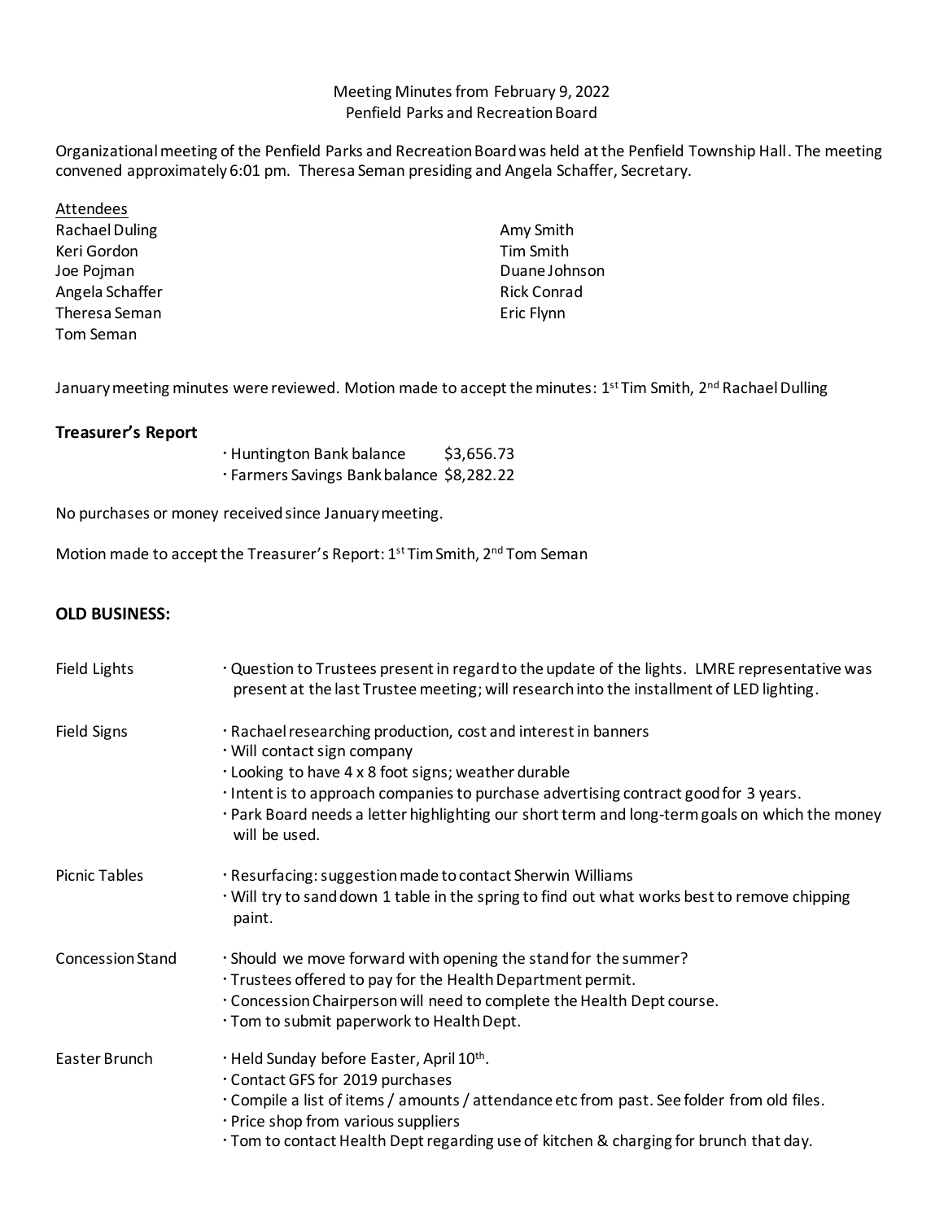Meeting Minutes from February 9, 2022
Penfield Parks and Recreation Board

Organizational meeting of the Penfield Parks and Recreation Board was held at the Penfield Township Hall. The meeting convened approximately 6:01 pm. Theresa Seman presiding and Angela Schaffer, Secretary.

Attendees

- Rachael Duling
- Keri Gordon
- Joe Pojman
- Angela Schaffer
- Theresa Seman
- Tom Seman
- Amy Smith
- Tim Smith
- Duane Johnson
- Rick Conrad
- Eric Flynn

January meeting minutes were reviewed. Motion made to accept the minutes: 1st Tim Smith, 2nd Rachael Dulling

## Treasurer's Report

· Huntington Bank balance $3,656.73
· Farmers Savings Bank balance $8,282.22

No purchases or money received since January meeting.

Motion made to accept the Treasurer's Report: 1st Tim Smith, 2nd Tom Seman

## OLD BUSINESS:

**Field Lights**
- Question to Trustees present in regard to the update of the lights. LMRE representative was present at the last Trustee meeting; will research into the installment of LED lighting.

**Field Signs**
- Rachael researching production, cost and interest in banners
- Will contact sign company
- Looking to have 4 x 8 foot signs; weather durable
- Intent is to approach companies to purchase advertising contract good for 3 years.
- Park Board needs a letter highlighting our short term and long-term goals on which the money will be used.

**Picnic Tables**
- Resurfacing: suggestion made to contact Sherwin Williams
- Will try to sand down 1 table in the spring to find out what works best to remove chipping paint.

**Concession Stand**
- Should we move forward with opening the stand for the summer?
- Trustees offered to pay for the Health Department permit.
- Concession Chairperson will need to complete the Health Dept course.
- Tom to submit paperwork to Health Dept.

**Easter Brunch**
- Held Sunday before Easter, April 10th.
- Contact GFS for 2019 purchases
- Compile a list of items / amounts / attendance etc from past. See folder from old files.
- Price shop from various suppliers
- Tom to contact Health Dept regarding use of kitchen & charging for brunch that day.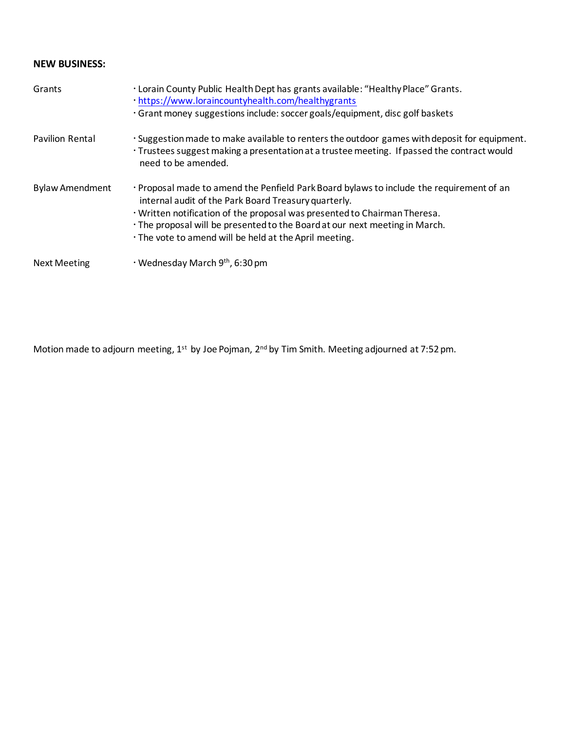**NEW BUSINESS:**

| | |
|---|---|
| Grants | · Lorain County Public Health Dept has grants available: "Healthy Place" Grants.<br>· https://www.loraincountyhealth.com/healthygrants<br>· Grant money suggestions include: soccer goals/equipment, disc golf baskets |
| Pavilion Rental | · Suggestion made to make available to renters the outdoor games with deposit for equipment.<br>· Trustees suggest making a presentation at a trustee meeting. If passed the contract would need to be amended. |
| Bylaw Amendment | · Proposal made to amend the Penfield Park Board bylaws to include the requirement of an internal audit of the Park Board Treasury quarterly.<br>· Written notification of the proposal was presented to Chairman Theresa.<br>· The proposal will be presented to the Board at our next meeting in March.<br>· The vote to amend will be held at the April meeting. |
| Next Meeting | · Wednesday March 9th, 6:30 pm |

Motion made to adjourn meeting, 1st by Joe Pojman, 2nd by Tim Smith. Meeting adjourned at 7:52 pm.